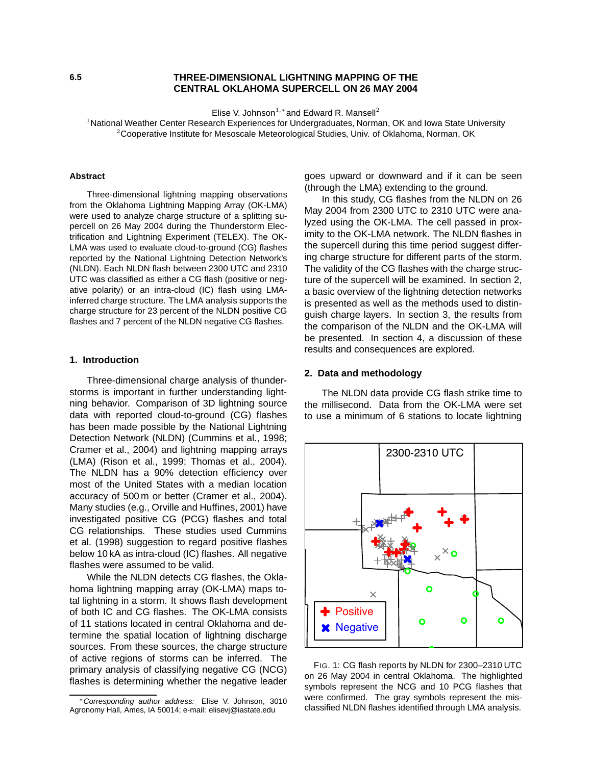6.5

# THREE-DIMENSIONAL LIGHTNING MAPPING OF THE CENTRAL OKLAHOMA SUPERCELL ON 26 MAY 2004

Elise V. Johnson[1,*] and Edward R. Mansell[2]

[1]National Weather Center Research Experiences for Undergraduates, Norman, OK and Iowa State University
[2]Cooperative Institute for Mesoscale Meteorological Studies, Univ. of Oklahoma, Norman, OK

### Abstract

Three-dimensional lightning mapping observations from the Oklahoma Lightning Mapping Array (OK-LMA) were used to analyze charge structure of a splitting supercell on 26 May 2004 during the Thunderstorm Electrification and Lightning Experiment (TELEX). The OK-LMA was used to evaluate cloud-to-ground (CG) flashes reported by the National Lightning Detection Network's (NLDN). Each NLDN flash between 2300 UTC and 2310 UTC was classified as either a CG flash (positive or negative polarity) or an intra-cloud (IC) flash using LMA-inferred charge structure. The LMA analysis supports the charge structure for 23 percent of the NLDN positive CG flashes and 7 percent of the NLDN negative CG flashes.

## 1. Introduction

Three-dimensional charge analysis of thunderstorms is important in further understanding lightning behavior. Comparison of 3D lightning source data with reported cloud-to-ground (CG) flashes has been made possible by the National Lightning Detection Network (NLDN) (Cummins et al., 1998; Cramer et al., 2004) and lightning mapping arrays (LMA) (Rison et al., 1999; Thomas et al., 2004). The NLDN has a 90% detection efficiency over most of the United States with a median location accuracy of 500 m or better (Cramer et al., 2004). Many studies (e.g., Orville and Huffines, 2001) have investigated positive CG (PCG) flashes and total CG relationships. These studies used Cummins et al. (1998) suggestion to regard positive flashes below 10 kA as intra-cloud (IC) flashes. All negative flashes were assumed to be valid.

While the NLDN detects CG flashes, the Oklahoma lightning mapping array (OK-LMA) maps total lightning in a storm. It shows flash development of both IC and CG flashes. The OK-LMA consists of 11 stations located in central Oklahoma and determine the spatial location of lightning discharge sources. From these sources, the charge structure of active regions of storms can be inferred. The primary analysis of classifying negative CG (NCG) flashes is determining whether the negative leader goes upward or downward and if it can be seen (through the LMA) extending to the ground.

In this study, CG flashes from the NLDN on 26 May 2004 from 2300 UTC to 2310 UTC were analyzed using the OK-LMA. The cell passed in proximity to the OK-LMA network. The NLDN flashes in the supercell during this time period suggest differing charge structure for different parts of the storm. The validity of the CG flashes with the charge structure of the supercell will be examined. In section 2, a basic overview of the lightning detection networks is presented as well as the methods used to distinguish charge layers. In section 3, the results from the comparison of the NLDN and the OK-LMA will be presented. In section 4, a discussion of these results and consequences are explored.

## 2. Data and methodology

The NLDN data provide CG flash strike time to the millisecond. Data from the OK-LMA were set to use a minimum of 6 stations to locate lightning

2300-2310 UTC

Positive
Negative

FIG. 1: CG flash reports by NLDN for 2300–2310 UTC on 26 May 2004 in central Oklahoma. The highlighted symbols represent the NCG and 10 PCG flashes that were confirmed. The gray symbols represent the misclassified NLDN flashes identified through LMA analysis.

*Corresponding author address: Elise V. Johnson, 3010 Agronomy Hall, Ames, IA 50014; e-mail: elisevj@iastate.edu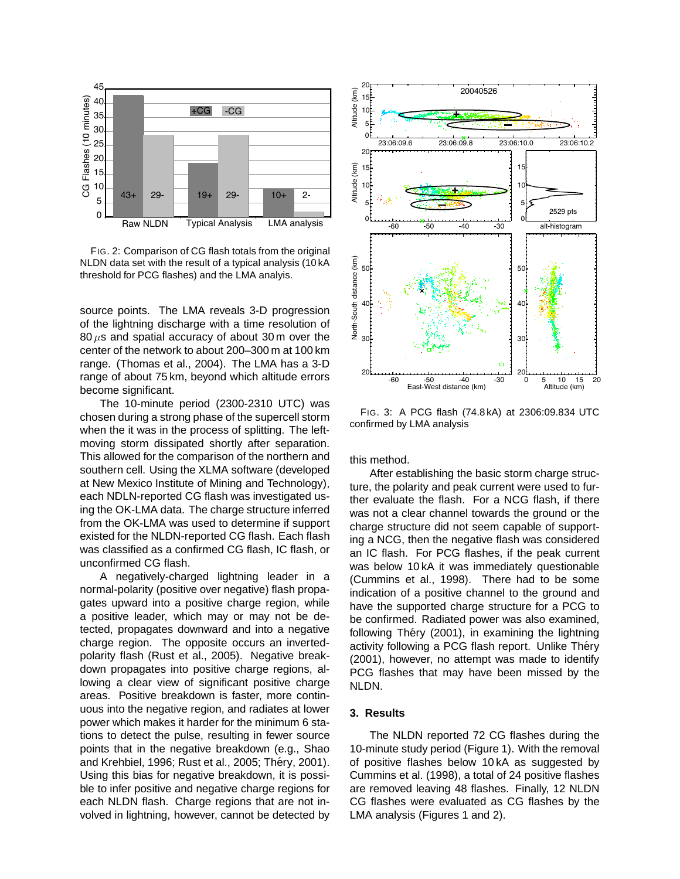FIG. 2: Comparison of CG flash totals from the original NLDN data set with the result of a typical analysis (10 kA threshold for PCG flashes) and the LMA analyis.

source points. The LMA reveals 3-D progression of the lightning discharge with a time resolution of 80 $\mu$s and spatial accuracy of about 30 m over the center of the network to about 200–300 m at 100 km range. (Thomas et al., 2004). The LMA has a 3-D range of about 75 km, beyond which altitude errors become significant.

The 10-minute period (2300-2310 UTC) was chosen during a strong phase of the supercell storm when the it was in the process of splitting. The left-moving storm dissipated shortly after separation. This allowed for the comparison of the northern and southern cell. Using the XLMA software (developed at New Mexico Institute of Mining and Technology), each NDLN-reported CG flash was investigated using the OK-LMA data. The charge structure inferred from the OK-LMA was used to determine if support existed for the NLDN-reported CG flash. Each flash was classified as a confirmed CG flash, IC flash, or unconfirmed CG flash.

A negatively-charged lightning leader in a normal-polarity (positive over negative) flash propagates upward into a positive charge region, while a positive leader, which may or may not be detected, propagates downward and into a negative charge region. The opposite occurs an inverted-polarity flash (Rust et al., 2005). Negative breakdown propagates into positive charge regions, allowing a clear view of significant positive charge areas. Positive breakdown is faster, more continuous into the negative region, and radiates at lower power which makes it harder for the minimum 6 stations to detect the pulse, resulting in fewer source points that in the negative breakdown (e.g., Shao and Krehbiel, 1996; Rust et al., 2005; Théry, 2001). Using this bias for negative breakdown, it is possible to infer positive and negative charge regions for each NLDN flash. Charge regions that are not involved in lightning, however, cannot be detected by this method.

FIG. 3: A PCG flash (74.8 kA) at 2306:09.834 UTC confirmed by LMA analysis

After establishing the basic storm charge structure, the polarity and peak current were used to further evaluate the flash. For a NCG flash, if there was not a clear channel towards the ground or the charge structure did not seem capable of supporting a NCG, then the negative flash was considered an IC flash. For PCG flashes, if the peak current was below 10 kA it was immediately questionable (Cummins et al., 1998). There had to be some indication of a positive channel to the ground and have the supported charge structure for a PCG to be confirmed. Radiated power was also examined, following Théry (2001), in examining the lightning activity following a PCG flash report. Unlike Théry (2001), however, no attempt was made to identify PCG flashes that may have been missed by the NLDN.

## 3. Results

The NLDN reported 72 CG flashes during the 10-minute study period (Figure 1). With the removal of positive flashes below 10 kA as suggested by Cummins et al. (1998), a total of 24 positive flashes are removed leaving 48 flashes. Finally, 12 NLDN CG flashes were evaluated as CG flashes by the LMA analysis (Figures 1 and 2).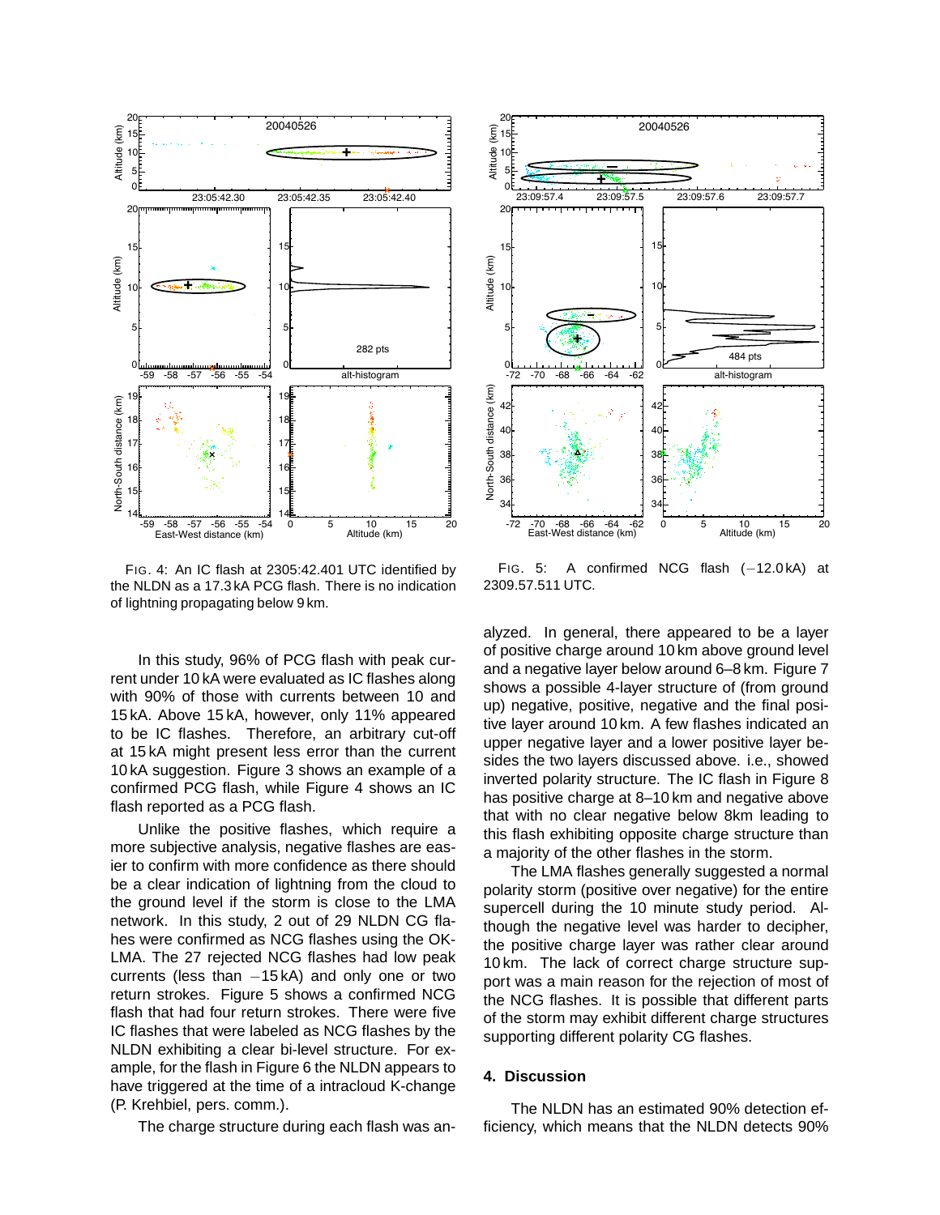FIG. 4: An IC flash at 2305:42.401 UTC identified by the NLDN as a 17.3 kA PCG flash. There is no indication of lightning propagating below 9 km.

FIG. 5: A confirmed NCG flash (−12.0 kA) at 2309.57.511 UTC.

In this study, 96% of PCG flash with peak current under 10 kA were evaluated as IC flashes along with 90% of those with currents between 10 and 15 kA. Above 15 kA, however, only 11% appeared to be IC flashes. Therefore, an arbitrary cut-off at 15 kA might present less error than the current 10 kA suggestion. Figure 3 shows an example of a confirmed PCG flash, while Figure 4 shows an IC flash reported as a PCG flash.

Unlike the positive flashes, which require a more subjective analysis, negative flashes are easier to confirm with more confidence as there should be a clear indication of lightning from the cloud to the ground level if the storm is close to the LMA network. In this study, 2 out of 29 NLDN CG flashes were confirmed as NCG flashes using the OK-LMA. The 27 rejected NCG flashes had low peak currents (less than −15 kA) and only one or two return strokes. Figure 5 shows a confirmed NCG flash that had four return strokes. There were five IC flashes that were labeled as NCG flashes by the NLDN exhibiting a clear bi-level structure. For example, for the flash in Figure 6 the NLDN appears to have triggered at the time of a intracloud K-change (P. Krehbiel, pers. comm.).

The charge structure during each flash was analyzed. In general, there appeared to be a layer of positive charge around 10 km above ground level and a negative layer below around 6–8 km. Figure 7 shows a possible 4-layer structure of (from ground up) negative, positive, negative and the final positive layer around 10 km. A few flashes indicated an upper negative layer and a lower positive layer besides the two layers discussed above. i.e., showed inverted polarity structure. The IC flash in Figure 8 has positive charge at 8–10 km and negative above that with no clear negative below 8km leading to this flash exhibiting opposite charge structure than a majority of the other flashes in the storm.

The LMA flashes generally suggested a normal polarity storm (positive over negative) for the entire supercell during the 10 minute study period. Although the negative level was harder to decipher, the positive charge layer was rather clear around 10 km. The lack of correct charge structure support was a main reason for the rejection of most of the NCG flashes. It is possible that different parts of the storm may exhibit different charge structures supporting different polarity CG flashes.

## 4. Discussion

The NLDN has an estimated 90% detection efficiency, which means that the NLDN detects 90%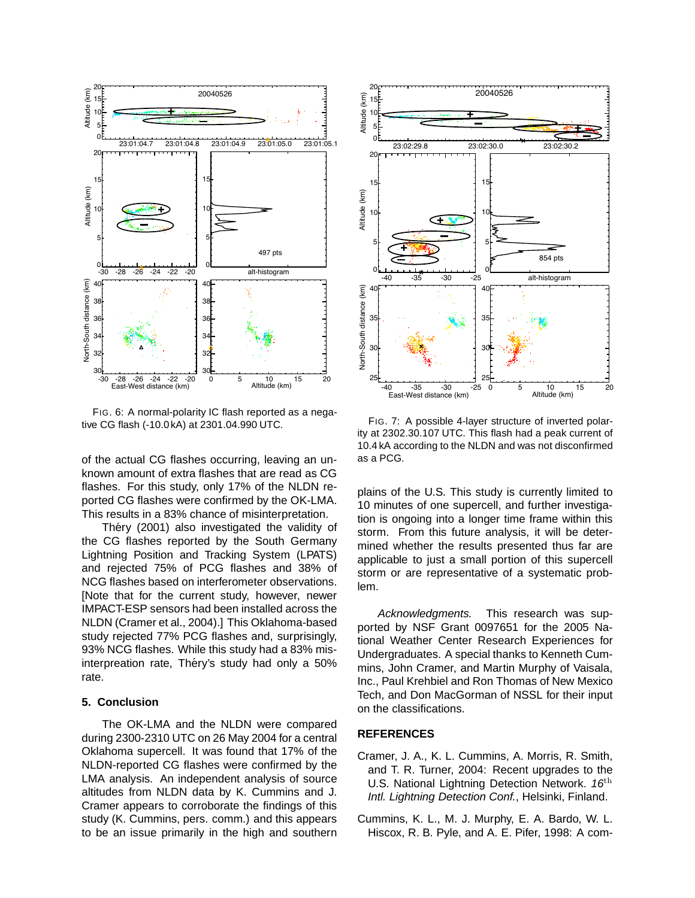FIG. 6: A normal-polarity IC flash reported as a negative CG flash (-10.0 kA) at 2301.04.990 UTC.

FIG. 7: A possible 4-layer structure of inverted polarity at 2302.30.107 UTC. This flash had a peak current of 10.4 kA according to the NLDN and was not disconfirmed as a PCG.

of the actual CG flashes occurring, leaving an unknown amount of extra flashes that are read as CG flashes. For this study, only 17% of the NLDN reported CG flashes were confirmed by the OK-LMA. This results in a 83% chance of misinterpretation.

Théry (2001) also investigated the validity of the CG flashes reported by the South Germany Lightning Position and Tracking System (LPATS) and rejected 75% of PCG flashes and 38% of NCG flashes based on interferometer observations. [Note that for the current study, however, newer IMPACT-ESP sensors had been installed across the NLDN (Cramer et al., 2004).] This Oklahoma-based study rejected 77% PCG flashes and, surprisingly, 93% NCG flashes. While this study had a 83% misinterpreation rate, Théry's study had only a 50% rate.

## 5. Conclusion

The OK-LMA and the NLDN were compared during 2300-2310 UTC on 26 May 2004 for a central Oklahoma supercell. It was found that 17% of the NLDN-reported CG flashes were confirmed by the LMA analysis. An independent analysis of source altitudes from NLDN data by K. Cummins and J. Cramer appears to corroborate the findings of this study (K. Cummins, pers. comm.) and this appears to be an issue primarily in the high and southern plains of the U.S. This study is currently limited to 10 minutes of one supercell, and further investigation is ongoing into a longer time frame within this storm. From this future analysis, it will be determined whether the results presented thus far are applicable to just a small portion of this supercell storm or are representative of a systematic problem.

*Acknowledgments.* This research was supported by NSF Grant 0097651 for the 2005 National Weather Center Research Experiences for Undergraduates. A special thanks to Kenneth Cummins, John Cramer, and Martin Murphy of Vaisala, Inc., Paul Krehbiel and Ron Thomas of New Mexico Tech, and Don MacGorman of NSSL for their input on the classifications.

## REFERENCES

Cramer, J. A., K. L. Cummins, A. Morris, R. Smith, and T. R. Turner, 2004: Recent upgrades to the U.S. National Lightning Detection Network. *16th Intl. Lightning Detection Conf.*, Helsinki, Finland.

Cummins, K. L., M. J. Murphy, E. A. Bardo, W. L. Hiscox, R. B. Pyle, and A. E. Pifer, 1998: A com-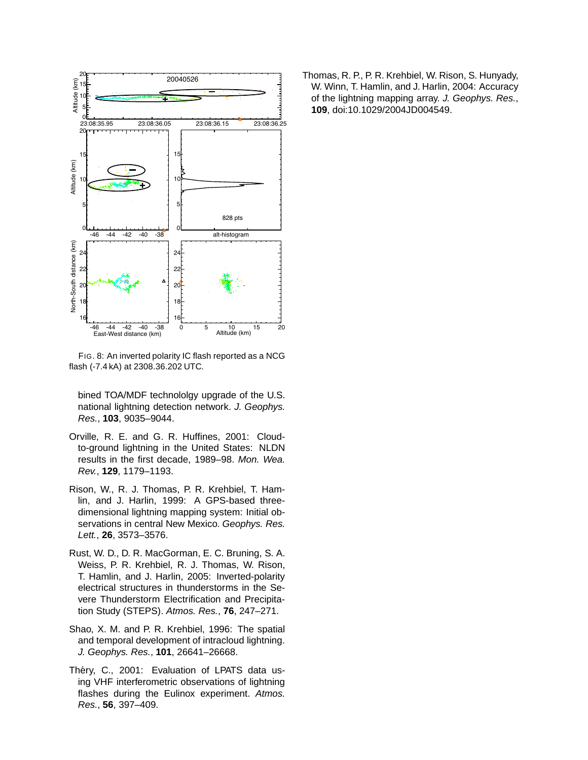20040526

Altitude (km)

23:08:35.95 23:08:36.05 23:08:36.15 23:08:36.25

Altitude (km)

828 pts

alt-histogram

North-South distance (km)

East-West distance (km)

Altitude (km)

FIG. 8: An inverted polarity IC flash reported as a NCG flash (-7.4 kA) at 2308.36.202 UTC.

bined TOA/MDF technololgy upgrade of the U.S. national lightning detection network. *J. Geophys. Res.*, **103**, 9035–9044.

Orville, R. E. and G. R. Huffines, 2001: Cloud-to-ground lightning in the United States: NLDN results in the first decade, 1989–98. *Mon. Wea. Rev.*, **129**, 1179–1193.

Rison, W., R. J. Thomas, P. R. Krehbiel, T. Hamlin, and J. Harlin, 1999: A GPS-based three-dimensional lightning mapping system: Initial observations in central New Mexico. *Geophys. Res. Lett.*, **26**, 3573–3576.

Rust, W. D., D. R. MacGorman, E. C. Bruning, S. A. Weiss, P. R. Krehbiel, R. J. Thomas, W. Rison, T. Hamlin, and J. Harlin, 2005: Inverted-polarity electrical structures in thunderstorms in the Severe Thunderstorm Electrification and Precipitation Study (STEPS). *Atmos. Res.*, **76**, 247–271.

Shao, X. M. and P. R. Krehbiel, 1996: The spatial and temporal development of intracloud lightning. *J. Geophys. Res.*, **101**, 26641–26668.

Théry, C., 2001: Evaluation of LPATS data using VHF interferometric observations of lightning flashes during the Eulinox experiment. *Atmos. Res.*, **56**, 397–409.

Thomas, R. P., P. R. Krehbiel, W. Rison, S. Hunyady, W. Winn, T. Hamlin, and J. Harlin, 2004: Accuracy of the lightning mapping array. *J. Geophys. Res.*, **109**, doi:10.1029/2004JD004549.